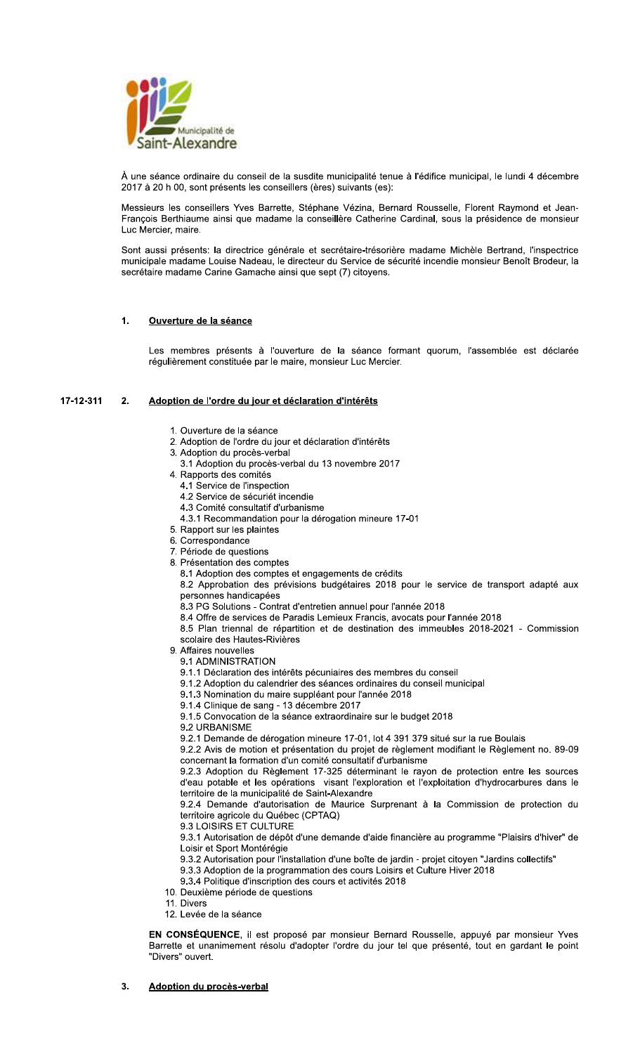Municipalité de Saint-Alexandre

À une séance ordinaire du conseil de la susdite municipalité tenue à l'édifice municipal, le lundi 4 décembre 2017 à 20 h 00, sont présents les conseillers (ères) suivants (es):

Messieurs les conseillers Yves Barrette, Stéphane Vézina, Bernard Rousselle, Florent Raymond et Jean-François Berthiaume ainsi que madame la conseillère Catherine Cardinal, sous la présidence de monsieur Luc Mercier, maire.

Sont aussi présents: la directrice générale et secrétaire-trésorière madame Michèle Bertrand, l'inspectrice municipale madame Louise Nadeau, le directeur du Service de sécurité incendie monsieur Benoît Brodeur, la secrétaire madame Carine Gamache ainsi que sept (7) citoyens.

## 1. Ouverture de la séance

Les membres présents à l'ouverture de la séance formant quorum, l'assemblée est déclarée régulièrement constituée par le maire, monsieur Luc Mercier.

## 17-12-311 2. Adoption de l'ordre du jour et déclaration d'intérêts

1. Ouverture de la séance
2. Adoption de l'ordre du jour et déclaration d'intérêts
3. Adoption du procès-verbal
   3.1 Adoption du procès-verbal du 13 novembre 2017
4. Rapports des comités
   4.1 Service de l'inspection
   4.2 Service de sécuriét incendie
   4.3 Comité consultatif d'urbanisme
   4.3.1 Recommandation pour la dérogation mineure 17-01
5. Rapport sur les plaintes
6. Correspondance
7. Période de questions
8. Présentation des comptes
   8.1 Adoption des comptes et engagements de crédits
   8.2 Approbation des prévisions budgétaires 2018 pour le service de transport adapté aux personnes handicapées
   8.3 PG Solutions - Contrat d'entretien annuel pour l'année 2018
   8.4 Offre de services de Paradis Lemieux Francis, avocats pour l'année 2018
   8.5 Plan triennal de répartition et de destination des immeubles 2018-2021 - Commission scolaire des Hautes-Rivières
9. Affaires nouvelles
   9.1 ADMINISTRATION
   9.1.1 Déclaration des intérêts pécuniaires des membres du conseil
   9.1.2 Adoption du calendrier des séances ordinaires du conseil municipal
   9.1.3 Nomination du maire suppléant pour l'année 2018
   9.1.4 Clinique de sang - 13 décembre 2017
   9.1.5 Convocation de la séance extraordinaire sur le budget 2018
   9.2 URBANISME
   9.2.1 Demande de dérogation mineure 17-01, lot 4 391 379 situé sur la rue Boulais
   9.2.2 Avis de motion et présentation du projet de règlement modifiant le Règlement no. 89-09 concernant la formation d'un comité consultatif d'urbanisme
   9.2.3 Adoption du Règlement 17-325 déterminant le rayon de protection entre les sources d'eau potable et les opérations visant l'exploration et l'exploitation d'hydrocarbures dans le territoire de la municipalité de Saint-Alexandre
   9.2.4 Demande d'autorisation de Maurice Surprenant à la Commission de protection du territoire agricole du Québec (CPTAQ)
   9.3 LOISIRS ET CULTURE
   9.3.1 Autorisation de dépôt d'une demande d'aide financière au programme "Plaisirs d'hiver" de Loisir et Sport Montérégie
   9.3.2 Autorisation pour l'installation d'une boîte de jardin - projet citoyen "Jardins collectifs"
   9.3.3 Adoption de la programmation des cours Loisirs et Culture Hiver 2018
   9.3.4 Politique d'inscription des cours et activités 2018
10. Deuxième période de questions
11. Divers
12. Levée de la séance

**EN CONSÉQUENCE**, il est proposé par monsieur Bernard Rousselle, appuyé par monsieur Yves Barrette et unanimement résolu d'adopter l'ordre du jour tel que présenté, tout en gardant le point "Divers" ouvert.

## 3. Adoption du procès-verbal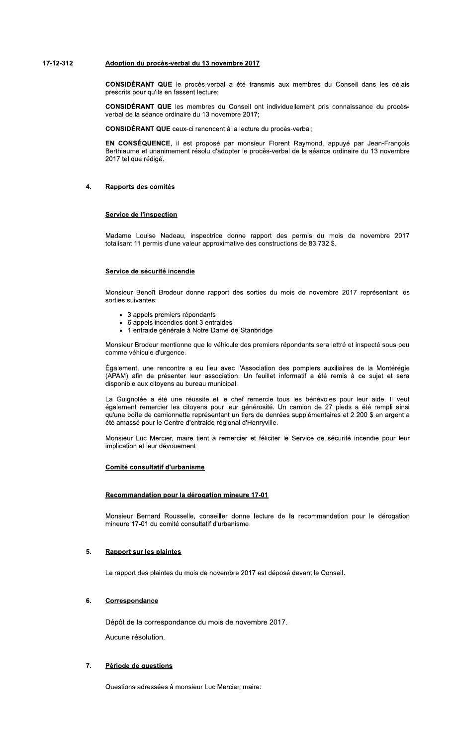**17-12-312** **Adoption du procès-verbal du 13 novembre 2017**

**CONSIDÉRANT QUE** le procès-verbal a été transmis aux membres du Conseil dans les délais prescrits pour qu'ils en fassent lecture;

**CONSIDÉRANT QUE** les membres du Conseil ont individuellement pris connaissance du procès-verbal de la séance ordinaire du 13 novembre 2017;

**CONSIDÉRANT QUE** ceux-ci renoncent à la lecture du procès-verbal;

**EN CONSÉQUENCE**, il est proposé par monsieur Florent Raymond, appuyé par Jean-François Berthiaume et unanimement résolu d'adopter le procès-verbal de la séance ordinaire du 13 novembre 2017 tel que rédigé.

## 4. Rapports des comités

### Service de l'inspection

Madame Louise Nadeau, inspectrice donne rapport des permis du mois de novembre 2017 totalisant 11 permis d'une valeur approximative des constructions de 83 732 $.

### Service de sécurité incendie

Monsieur Benoît Brodeur donne rapport des sorties du mois de novembre 2017 représentant les sorties suivantes:

- 3 appels premiers répondants
- 6 appels incendies dont 3 entraides
- 1 entraide générale à Notre-Dame-de-Stanbridge

Monsieur Brodeur mentionne que le véhicule des premiers répondants sera lettré et inspecté sous peu comme véhicule d'urgence.

Également, une rencontre a eu lieu avec l'Association des pompiers auxiliaires de la Montérégie (APAM) afin de présenter leur association. Un feuillet informatif a été remis à ce sujet et sera disponible aux citoyens au bureau municipal.

La Guignolée a été une réussite et le chef remercie tous les bénévoles pour leur aide. Il veut également remercier les citoyens pour leur générosité. Un camion de 27 pieds a été rempli ainsi qu'une boîte de camionnette représentant un tiers de denrées supplémentaires et 2 200 $ en argent a été amassé pour le Centre d'entraide régional d'Henryville.

Monsieur Luc Mercier, maire tient à remercier et féliciter le Service de sécurité incendie pour leur implication et leur dévouement.

### Comité consultatif d'urbanisme

### Recommandation pour la dérogation mineure 17-01

Monsieur Bernard Rousselle, conseiller donne lecture de la recommandation pour le dérogation mineure 17-01 du comité consultatif d'urbanisme.

## 5. Rapport sur les plaintes

Le rapport des plaintes du mois de novembre 2017 est déposé devant le Conseil.

## 6. Correspondance

Dépôt de la correspondance du mois de novembre 2017.

Aucune résolution.

## 7. Période de questions

Questions adressées à monsieur Luc Mercier, maire: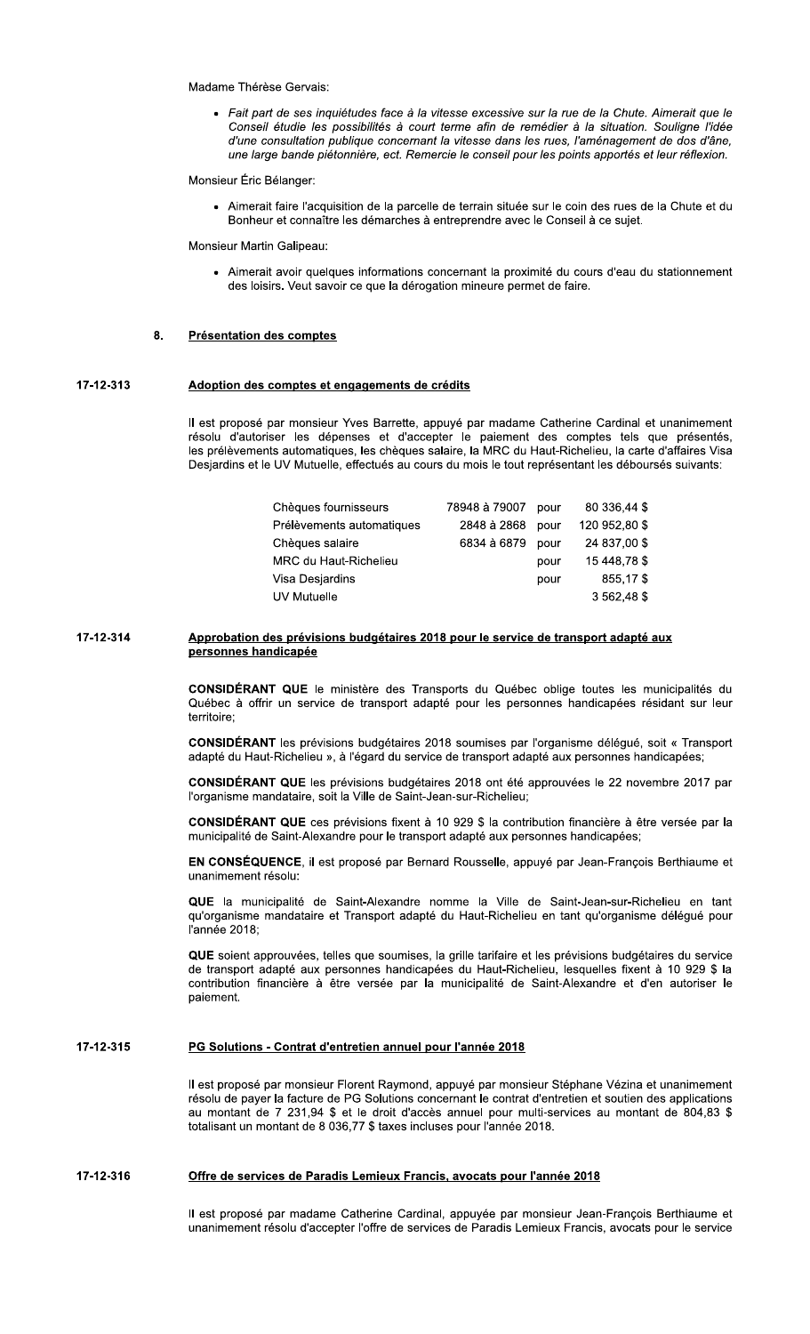Madame Thérèse Gervais:

- *Fait part de ses inquiétudes face à la vitesse excessive sur la rue de la Chute. Aimerait que le Conseil étudie les possibilités à court terme afin de remédier à la situation. Souligne l'idée d'une consultation publique concernant la vitesse dans les rues, l'aménagement de dos d'âne, une large bande piétonnière, ect. Remercie le conseil pour les points apportés et leur réflexion.*

Monsieur Éric Bélanger:

- Aimerait faire l'acquisition de la parcelle de terrain située sur le coin des rues de la Chute et du Bonheur et connaître les démarches à entreprendre avec le Conseil à ce sujet.

Monsieur Martin Galipeau:

- Aimerait avoir quelques informations concernant la proximité du cours d'eau du stationnement des loisirs. Veut savoir ce que la dérogation mineure permet de faire.

## 8. Présentation des comptes

## 17-12-313 Adoption des comptes et engagements de crédits

Il est proposé par monsieur Yves Barrette, appuyé par madame Catherine Cardinal et unanimement résolu d'autoriser les dépenses et d'accepter le paiement des comptes tels que présentés, les prélèvements automatiques, les chèques salaire, la MRC du Haut-Richelieu, la carte d'affaires Visa Desjardins et le UV Mutuelle, effectués au cours du mois le tout représentant les déboursés suivants:

| | | | |
|---|---|---|---|
| Chèques fournisseurs | 78948 à 79007 | pour | 80 336,44 $ |
| Prélèvements automatiques | 2848 à 2868 | pour | 120 952,80 $ |
| Chèques salaire | 6834 à 6879 | pour | 24 837,00 $ |
| MRC du Haut-Richelieu | | pour | 15 448,78 $ |
| Visa Desjardins | | pour | 855,17 $ |
| UV Mutuelle | | | 3 562,48 $ |

## 17-12-314 Approbation des prévisions budgétaires 2018 pour le service de transport adapté aux personnes handicapée

**CONSIDÉRANT QUE** le ministère des Transports du Québec oblige toutes les municipalités du Québec à offrir un service de transport adapté pour les personnes handicapées résidant sur leur territoire;

**CONSIDÉRANT** les prévisions budgétaires 2018 soumises par l'organisme délégué, soit « Transport adapté du Haut-Richelieu », à l'égard du service de transport adapté aux personnes handicapées;

**CONSIDÉRANT QUE** les prévisions budgétaires 2018 ont été approuvées le 22 novembre 2017 par l'organisme mandataire, soit la Ville de Saint-Jean-sur-Richelieu;

**CONSIDÉRANT QUE** ces prévisions fixent à 10 929 $ la contribution financière à être versée par la municipalité de Saint-Alexandre pour le transport adapté aux personnes handicapées;

**EN CONSÉQUENCE**, il est proposé par Bernard Rousselle, appuyé par Jean-François Berthiaume et unanimement résolu:

**QUE** la municipalité de Saint-Alexandre nomme la Ville de Saint-Jean-sur-Richelieu en tant qu'organisme mandataire et Transport adapté du Haut-Richelieu en tant qu'organisme délégué pour l'année 2018;

**QUE** soient approuvées, telles que soumises, la grille tarifaire et les prévisions budgétaires du service de transport adapté aux personnes handicapées du Haut-Richelieu, lesquelles fixent à 10 929 $ la contribution financière à être versée par la municipalité de Saint-Alexandre et d'en autoriser le paiement.

## 17-12-315 PG Solutions - Contrat d'entretien annuel pour l'année 2018

Il est proposé par monsieur Florent Raymond, appuyé par monsieur Stéphane Vézina et unanimement résolu de payer la facture de PG Solutions concernant le contrat d'entretien et soutien des applications au montant de 7 231,94 $ et le droit d'accès annuel pour multi-services au montant de 804,83 $ totalisant un montant de 8 036,77 $ taxes incluses pour l'année 2018.

## 17-12-316 Offre de services de Paradis Lemieux Francis, avocats pour l'année 2018

Il est proposé par madame Catherine Cardinal, appuyée par monsieur Jean-François Berthiaume et unanimement résolu d'accepter l'offre de services de Paradis Lemieux Francis, avocats pour le service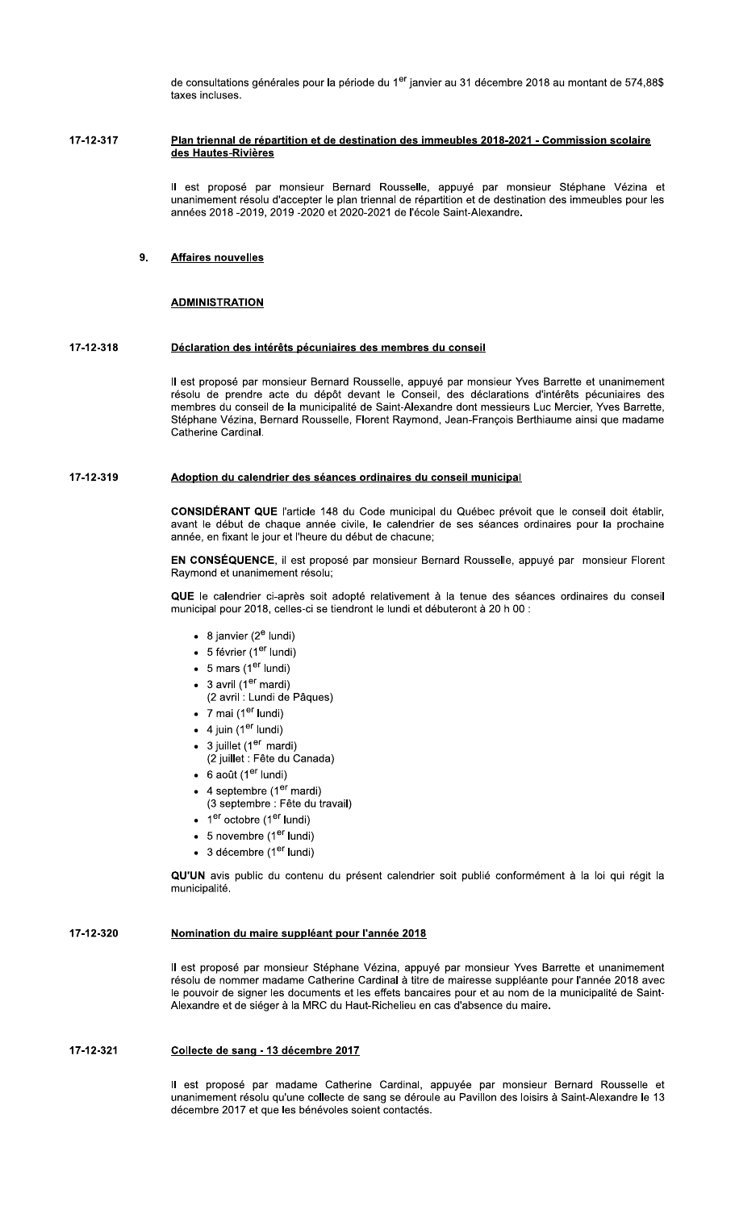de consultations générales pour la période du 1er janvier au 31 décembre 2018 au montant de 574,88$ taxes incluses.

**17-12-317** **Plan triennal de répartition et de destination des immeubles 2018-2021 - Commission scolaire des Hautes-Rivières**

Il est proposé par monsieur Bernard Rousselle, appuyé par monsieur Stéphane Vézina et unanimement résolu d'accepter le plan triennal de répartition et de destination des immeubles pour les années 2018 -2019, 2019 -2020 et 2020-2021 de l'école Saint-Alexandre.

## 9. Affaires nouvelles

### ADMINISTRATION

**17-12-318** **Déclaration des intérêts pécuniaires des membres du conseil**

Il est proposé par monsieur Bernard Rousselle, appuyé par monsieur Yves Barrette et unanimement résolu de prendre acte du dépôt devant le Conseil, des déclarations d'intérêts pécuniaires des membres du conseil de la municipalité de Saint-Alexandre dont messieurs Luc Mercier, Yves Barrette, Stéphane Vézina, Bernard Rousselle, Florent Raymond, Jean-François Berthiaume ainsi que madame Catherine Cardinal.

**17-12-319** **Adoption du calendrier des séances ordinaires du conseil municipal**

**CONSIDÉRANT QUE** l'article 148 du Code municipal du Québec prévoit que le conseil doit établir, avant le début de chaque année civile, le calendrier de ses séances ordinaires pour la prochaine année, en fixant le jour et l'heure du début de chacune;

**EN CONSÉQUENCE**, il est proposé par monsieur Bernard Rousselle, appuyé par monsieur Florent Raymond et unanimement résolu;

**QUE** le calendrier ci-après soit adopté relativement à la tenue des séances ordinaires du conseil municipal pour 2018, celles-ci se tiendront le lundi et débuteront à 20 h 00 :

- 8 janvier (2e lundi)
- 5 février (1er lundi)
- 5 mars (1er lundi)
- 3 avril (1er mardi)
  (2 avril : Lundi de Pâques)
- 7 mai (1er lundi)
- 4 juin (1er lundi)
- 3 juillet (1er mardi)
  (2 juillet : Fête du Canada)
- 6 août (1er lundi)
- 4 septembre (1er mardi)
  (3 septembre : Fête du travail)
- 1er octobre (1er lundi)
- 5 novembre (1er lundi)
- 3 décembre (1er lundi)

**QU'UN** avis public du contenu du présent calendrier soit publié conformément à la loi qui régit la municipalité.

**17-12-320** **Nomination du maire suppléant pour l'année 2018**

Il est proposé par monsieur Stéphane Vézina, appuyé par monsieur Yves Barrette et unanimement résolu de nommer madame Catherine Cardinal à titre de mairesse suppléante pour l'année 2018 avec le pouvoir de signer les documents et les effets bancaires pour et au nom de la municipalité de Saint-Alexandre et de siéger à la MRC du Haut-Richelieu en cas d'absence du maire.

**17-12-321** **Collecte de sang - 13 décembre 2017**

Il est proposé par madame Catherine Cardinal, appuyée par monsieur Bernard Rousselle et unanimement résolu qu'une collecte de sang se déroule au Pavillon des loisirs à Saint-Alexandre le 13 décembre 2017 et que les bénévoles soient contactés.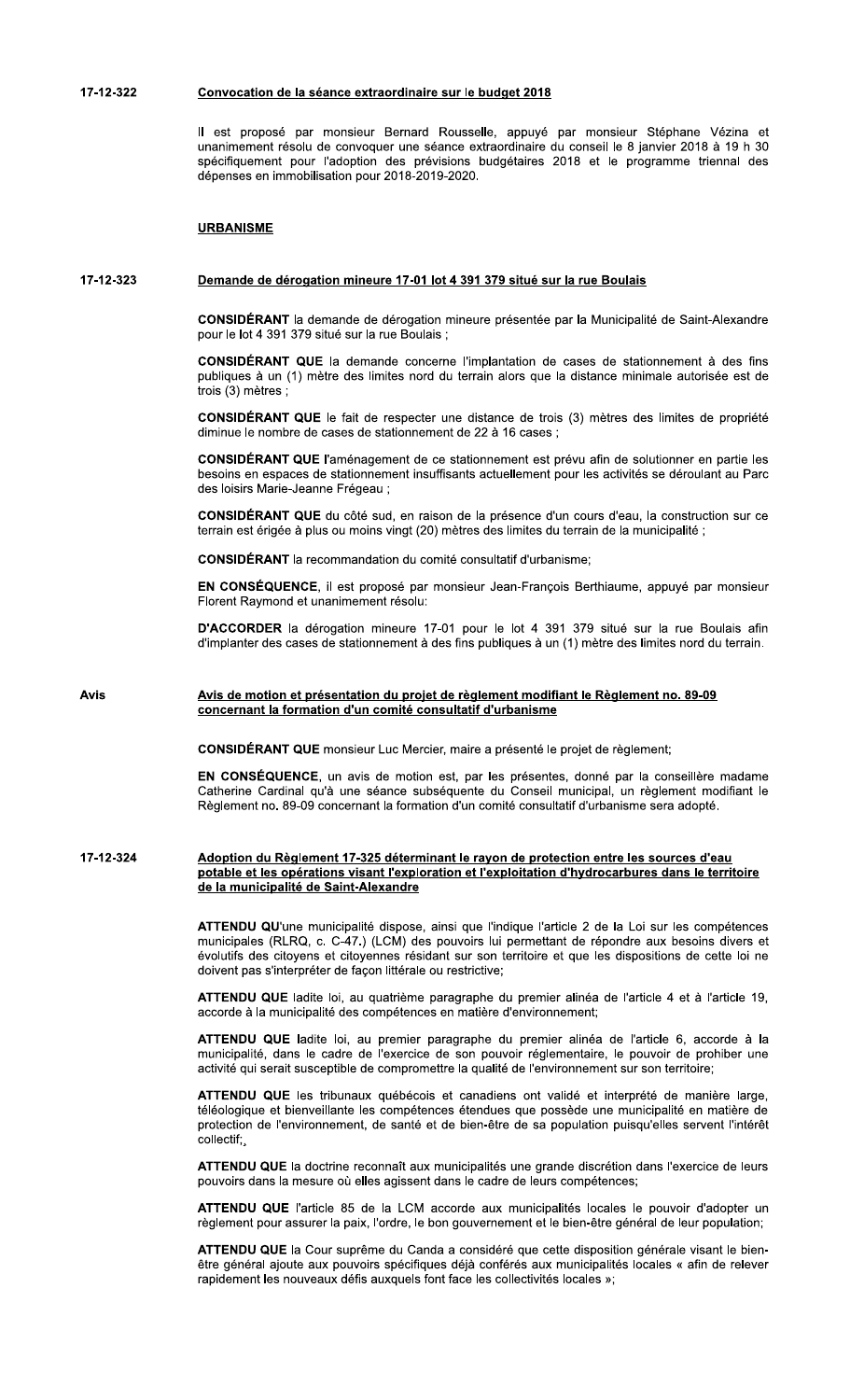**17-12-322** **Convocation de la séance extraordinaire sur le budget 2018**

Il est proposé par monsieur Bernard Rousselle, appuyé par monsieur Stéphane Vézina et unanimement résolu de convoquer une séance extraordinaire du conseil le 8 janvier 2018 à 19 h 30 spécifiquement pour l'adoption des prévisions budgétaires 2018 et le programme triennal des dépenses en immobilisation pour 2018-2019-2020.

## URBANISME

**17-12-323** **Demande de dérogation mineure 17-01 lot 4 391 379 situé sur la rue Boulais**

**CONSIDÉRANT** la demande de dérogation mineure présentée par la Municipalité de Saint-Alexandre pour le lot 4 391 379 situé sur la rue Boulais ;

**CONSIDÉRANT QUE** la demande concerne l'implantation de cases de stationnement à des fins publiques à un (1) mètre des limites nord du terrain alors que la distance minimale autorisée est de trois (3) mètres ;

**CONSIDÉRANT QUE** le fait de respecter une distance de trois (3) mètres des limites de propriété diminue le nombre de cases de stationnement de 22 à 16 cases ;

**CONSIDÉRANT QUE** l'aménagement de ce stationnement est prévu afin de solutionner en partie les besoins en espaces de stationnement insuffisants actuellement pour les activités se déroulant au Parc des loisirs Marie-Jeanne Frégeau ;

**CONSIDÉRANT QUE** du côté sud, en raison de la présence d'un cours d'eau, la construction sur ce terrain est érigée à plus ou moins vingt (20) mètres des limites du terrain de la municipalité ;

**CONSIDÉRANT** la recommandation du comité consultatif d'urbanisme;

**EN CONSÉQUENCE**, il est proposé par monsieur Jean-François Berthiaume, appuyé par monsieur Florent Raymond et unanimement résolu:

**D'ACCORDER** la dérogation mineure 17-01 pour le lot 4 391 379 situé sur la rue Boulais afin d'implanter des cases de stationnement à des fins publiques à un (1) mètre des limites nord du terrain.

**Avis** **Avis de motion et présentation du projet de règlement modifiant le Règlement no. 89-09 concernant la formation d'un comité consultatif d'urbanisme**

**CONSIDÉRANT QUE** monsieur Luc Mercier, maire a présenté le projet de règlement;

**EN CONSÉQUENCE**, un avis de motion est, par les présentes, donné par la conseillère madame Catherine Cardinal qu'à une séance subséquente du Conseil municipal, un règlement modifiant le Règlement no. 89-09 concernant la formation d'un comité consultatif d'urbanisme sera adopté.

**17-12-324** **Adoption du Règlement 17-325 déterminant le rayon de protection entre les sources d'eau potable et les opérations visant l'exploration et l'exploitation d'hydrocarbures dans le territoire de la municipalité de Saint-Alexandre**

**ATTENDU QU**'une municipalité dispose, ainsi que l'indique l'article 2 de la Loi sur les compétences municipales (RLRQ, c. C-47.) (LCM) des pouvoirs lui permettant de répondre aux besoins divers et évolutifs des citoyens et citoyennes résidant sur son territoire et que les dispositions de cette loi ne doivent pas s'interpréter de façon littérale ou restrictive;

**ATTENDU QUE** ladite loi, au quatrième paragraphe du premier alinéa de l'article 4 et à l'article 19, accorde à la municipalité des compétences en matière d'environnement;

**ATTENDU QUE** ladite loi, au premier paragraphe du premier alinéa de l'article 6, accorde à la municipalité, dans le cadre de l'exercice de son pouvoir réglementaire, le pouvoir de prohiber une activité qui serait susceptible de compromettre la qualité de l'environnement sur son territoire;

**ATTENDU QUE** les tribunaux québécois et canadiens ont validé et interprété de manière large, téléologique et bienveillante les compétences étendues que possède une municipalité en matière de protection de l'environnement, de santé et de bien-être de sa population puisqu'elles servent l'intérêt collectif;,

**ATTENDU QUE** la doctrine reconnaît aux municipalités une grande discrétion dans l'exercice de leurs pouvoirs dans la mesure où elles agissent dans le cadre de leurs compétences;

**ATTENDU QUE** l'article 85 de la LCM accorde aux municipalités locales le pouvoir d'adopter un règlement pour assurer la paix, l'ordre, le bon gouvernement et le bien-être général de leur population;

**ATTENDU QUE** la Cour suprême du Canda a considéré que cette disposition générale visant le bien-être général ajoute aux pouvoirs spécifiques déjà conférés aux municipalités locales « afin de relever rapidement les nouveaux défis auxquels font face les collectivités locales »;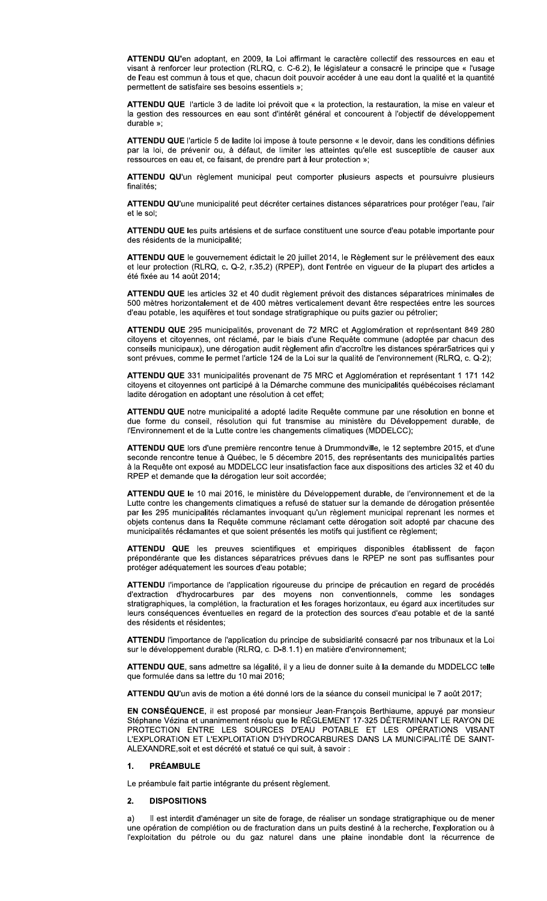**ATTENDU QU'**en adoptant, en 2009, la Loi affirmant le caractère collectif des ressources en eau et visant à renforcer leur protection (RLRQ, c. C-6.2), le législateur a consacré le principe que « l'usage de l'eau est commun à tous et que, chacun doit pouvoir accéder à une eau dont la qualité et la quantité permettent de satisfaire ses besoins essentiels »;

**ATTENDU QUE** l'article 3 de ladite loi prévoit que « la protection, la restauration, la mise en valeur et la gestion des ressources en eau sont d'intérêt général et concourent à l'objectif de développement durable »;

**ATTENDU QUE** l'article 5 de ladite loi impose à toute personne « le devoir, dans les conditions définies par la loi, de prévenir ou, à défaut, de limiter les atteintes qu'elle est susceptible de causer aux ressources en eau et, ce faisant, de prendre part à leur protection »;

**ATTENDU QU'**un règlement municipal peut comporter plusieurs aspects et poursuivre plusieurs finalités;

**ATTENDU QU'**une municipalité peut décréter certaines distances séparatrices pour protéger l'eau, l'air et le sol;

**ATTENDU QUE** les puits artésiens et de surface constituent une source d'eau potable importante pour des résidents de la municipalité;

**ATTENDU QUE** le gouvernement édictait le 20 juillet 2014, le Règlement sur le prélèvement des eaux et leur protection (RLRQ, c. Q-2, r.35.2) (RPEP), dont l'entrée en vigueur de la plupart des articles a été fixée au 14 août 2014;

**ATTENDU QUE** les articles 32 et 40 dudit règlement prévoit des distances séparatrices minimales de 500 mètres horizontalement et de 400 mètres verticalement devant être respectées entre les sources d'eau potable, les aquifères et tout sondage stratigraphique ou puits gazier ou pétrolier;

**ATTENDU QUE** 295 municipalités, provenant de 72 MRC et Agglomération et représentant 849 280 citoyens et citoyennes, ont réclamé, par le biais d'une Requête commune (adoptée par chacun des conseils municipaux), une dérogation audit règlement afin d'accroître les distances spérar5atrices qui y sont prévues, comme le permet l'article 124 de la Loi sur la qualité de l'environnement (RLRQ, c. Q-2);

**ATTENDU QUE** 331 municipalités provenant de 75 MRC et Agglomération et représentant 1 171 142 citoyens et citoyennes ont participé à la Démarche commune des municipalités québécoises réclamant ladite dérogation en adoptant une résolution à cet effet;

**ATTENDU QUE** notre municipalité a adopté ladite Requête commune par une résolution en bonne et due forme du conseil, résolution qui fut transmise au ministère du Développement durable, de l'Environnement et de la Lutte contre les changements climatiques (MDDELCC);

**ATTENDU QUE** lors d'une première rencontre tenue à Drummondville, le 12 septembre 2015, et d'une seconde rencontre tenue à Québec, le 5 décembre 2015, des représentants des municipalités parties à la Requête ont exposé au MDDELCC leur insatisfaction face aux dispositions des articles 32 et 40 du RPEP et demande que la dérogation leur soit accordée;

**ATTENDU QUE** le 10 mai 2016, le ministère du Développement durable, de l'environnement et de la Lutte contre les changements climatiques a refusé de statuer sur la demande de dérogation présentée par les 295 municipalités réclamantes invoquant qu'un règlement municipal reprenant les normes et objets contenus dans la Requête commune réclamant cette dérogation soit adopté par chacune des municipalités réclamantes et que soient présentés les motifs qui justifient ce règlement;

**ATTENDU QUE** les preuves scientifiques et empiriques disponibles établissent de façon prépondérante que les distances séparatrices prévues dans le RPEP ne sont pas suffisantes pour protéger adéquatement les sources d'eau potable;

**ATTENDU** l'importance de l'application rigoureuse du principe de précaution en regard de procédés d'extraction d'hydrocarbures par des moyens non conventionnels, comme les sondages stratigraphiques, la complétion, la fracturation et les forages horizontaux, eu égard aux incertitudes sur leurs conséquences éventuelles en regard de la protection des sources d'eau potable et de la santé des résidents et résidentes;

**ATTENDU** l'importance de l'application du principe de subsidiarité consacré par nos tribunaux et la Loi sur le développement durable (RLRQ, c. D-8.1.1) en matière d'environnement;

**ATTENDU QUE**, sans admettre sa légalité, il y a lieu de donner suite à la demande du MDDELCC telle que formulée dans sa lettre du 10 mai 2016;

**ATTENDU QU'**un avis de motion a été donné lors de la séance du conseil municipal le 7 août 2017;

**EN CONSÉQUENCE**, il est proposé par monsieur Jean-François Berthiaume, appuyé par monsieur Stéphane Vézina et unanimement résolu que le RÈGLEMENT 17-325 DÉTERMINANT LE RAYON DE PROTECTION ENTRE LES SOURCES D'EAU POTABLE ET LES OPÉRATIONS VISANT L'EXPLORATION ET L'EXPLOITATION D'HYDROCARBURES DANS LA MUNICIPALITÉ DE SAINT-ALEXANDRE,soit et est décrété et statué ce qui suit, à savoir :

## 1. PRÉAMBULE

Le préambule fait partie intégrante du présent règlement.

## 2. DISPOSITIONS

a) Il est interdit d'aménager un site de forage, de réaliser un sondage stratigraphique ou de mener une opération de complétion ou de fracturation dans un puits destiné à la recherche, l'exploration ou à l'exploitation du pétrole ou du gaz naturel dans une plaine inondable dont la récurrence de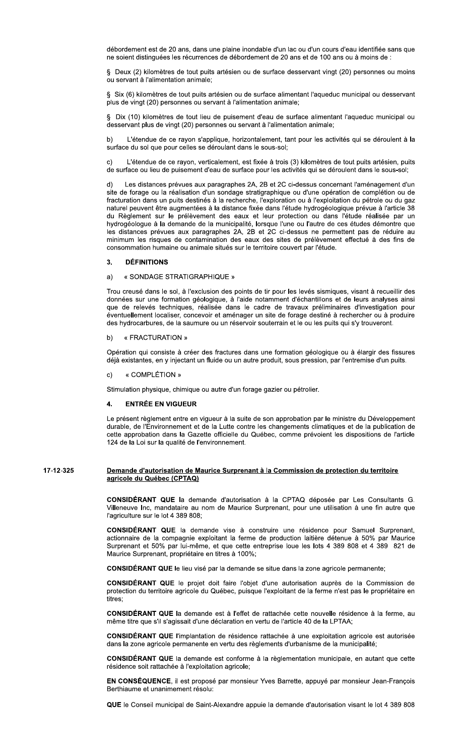débordement est de 20 ans, dans une plaine inondable d'un lac ou d'un cours d'eau identifiée sans que ne soient distinguées les récurrences de débordement de 20 ans et de 100 ans ou à moins de :

§ Deux (2) kilomètres de tout puits artésien ou de surface desservant vingt (20) personnes ou moins ou servant à l'alimentation animale;

§ Six (6) kilomètres de tout puits artésien ou de surface alimentant l'aqueduc municipal ou desservant plus de vingt (20) personnes ou servant à l'alimentation animale;

§ Dix (10) kilomètres de tout lieu de puisement d'eau de surface alimentant l'aqueduc municipal ou desservant plus de vingt (20) personnes ou servant à l'alimentation animale;

b) L'étendue de ce rayon s'applique, horizontalement, tant pour les activités qui se déroulent à la surface du sol que pour celles se déroulant dans le sous-sol;

c) L'étendue de ce rayon, verticalement, est fixée à trois (3) kilomètres de tout puits artésien, puits de surface ou lieu de puisement d'eau de surface pour les activités qui se déroulent dans le sous-sol;

d) Les distances prévues aux paragraphes 2A, 2B et 2C ci-dessus concernant l'aménagement d'un site de forage ou la réalisation d'un sondage stratigraphique ou d'une opération de complétion ou de fracturation dans un puits destinés à la recherche, l'exploration ou à l'exploitation du pétrole ou du gaz naturel peuvent être augmentées à la distance fixée dans l'étude hydrogéologique prévue à l'article 38 du Règlement sur le prélèvement des eaux et leur protection ou dans l'étude réalisée par un hydrogéologue à la demande de la municipalité, lorsque l'une ou l'autre de ces études démontre que les distances prévues aux paragraphes 2A, 2B et 2C ci-dessus ne permettent pas de réduire au minimum les risques de contamination des eaux des sites de prélèvement effectué à des fins de consommation humaine ou animale situés sur le territoire couvert par l'étude.

### 3. DÉFINITIONS

a) « SONDAGE STRATIGRAPHIQUE »

Trou creusé dans le sol, à l'exclusion des points de tir pour les levés sismiques, visant à recueillir des données sur une formation géologique, à l'aide notamment d'échantillons et de leurs analyses ainsi que de relevés techniques, réalisée dans le cadre de travaux préliminaires d'investigation pour éventuellement localiser, concevoir et aménager un site de forage destiné à rechercher ou à produire des hydrocarbures, de la saumure ou un réservoir souterrain et le ou les puits qui s'y trouveront.

b) « FRACTURATION »

Opération qui consiste à créer des fractures dans une formation géologique ou à élargir des fissures déjà existantes, en y injectant un fluide ou un autre produit, sous pression, par l'entremise d'un puits.

c) « COMPLÉTION »

Stimulation physique, chimique ou autre d'un forage gazier ou pétrolier.

### 4. ENTRÉE EN VIGUEUR

Le présent règlement entre en vigueur à la suite de son approbation par le ministre du Développement durable, de l'Environnement et de la Lutte contre les changements climatiques et de la publication de cette approbation dans la Gazette officielle du Québec, comme prévoient les dispositions de l'article 124 de la Loi sur la qualité de l'environnement.

## 17-12-325 Demande d'autorisation de Maurice Surprenant à la Commission de protection du territoire agricole du Québec (CPTAQ)

**CONSIDÉRANT QUE** la demande d'autorisation à la CPTAQ déposée par Les Consultants G. Villeneuve Inc, mandataire au nom de Maurice Surprenant, pour une utilisation à une fin autre que l'agriculture sur le lot 4 389 808;

**CONSIDÉRANT QUE** la demande vise à construire une résidence pour Samuel Surprenant, actionnaire de la compagnie exploitant la ferme de production laitière détenue à 50% par Maurice Surprenant et 50% par lui-même, et que cette entreprise loue les lots 4 389 808 et 4 389 821 de Maurice Surprenant, propriétaire en titres à 100%;

**CONSIDÉRANT QUE** le lieu visé par la demande se situe dans la zone agricole permanente;

**CONSIDÉRANT QUE** le projet doit faire l'objet d'une autorisation auprès de la Commission de protection du territoire agricole du Québec, puisque l'exploitant de la ferme n'est pas le propriétaire en titres;

**CONSIDÉRANT QUE** la demande est à l'effet de rattachée cette nouvelle résidence à la ferme, au même titre que s'il s'agissait d'une déclaration en vertu de l'article 40 de la LPTAA;

**CONSIDÉRANT QUE** l'implantation de résidence rattachée à une exploitation agricole est autorisée dans la zone agricole permanente en vertu des règlements d'urbanisme de la municipalité;

**CONSIDÉRANT QUE** la demande est conforme à la règlementation municipale, en autant que cette résidence soit rattachée à l'exploitation agricole;

**EN CONSÉQUENCE**, il est proposé par monsieur Yves Barrette, appuyé par monsieur Jean-François Berthiaume et unanimement résolu:

**QUE** le Conseil municipal de Saint-Alexandre appuie la demande d'autorisation visant le lot 4 389 808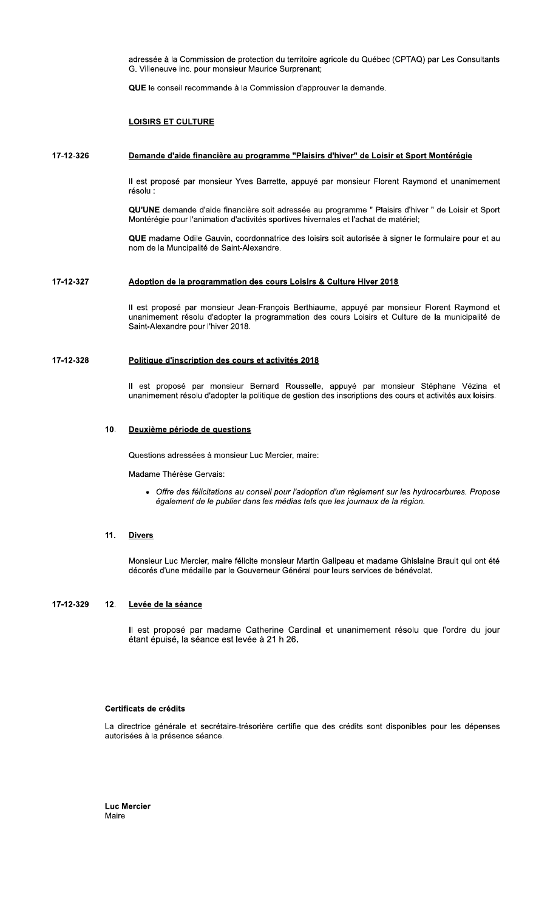adressée à la Commission de protection du territoire agricole du Québec (CPTAQ) par Les Consultants G. Villeneuve inc. pour monsieur Maurice Surprenant;

**QUE** le conseil recommande à la Commission d'approuver la demande.

## LOISIRS ET CULTURE

**17-12-326** **Demande d'aide financière au programme "Plaisirs d'hiver" de Loisir et Sport Montérégie**

Il est proposé par monsieur Yves Barrette, appuyé par monsieur Florent Raymond et unanimement résolu :

**QU'UNE** demande d'aide financière soit adressée au programme " Plaisirs d'hiver " de Loisir et Sport Montérégie pour l'animation d'activités sportives hivernales et l'achat de matériel;

**QUE** madame Odile Gauvin, coordonnatrice des loisirs soit autorisée à signer le formulaire pour et au nom de la Muncipalité de Saint-Alexandre.

**17-12-327** **Adoption de la programmation des cours Loisirs & Culture Hiver 2018**

Il est proposé par monsieur Jean-François Berthiaume, appuyé par monsieur Florent Raymond et unanimement résolu d'adopter la programmation des cours Loisirs et Culture de la municipalité de Saint-Alexandre pour l'hiver 2018.

**17-12-328** **Politique d'inscription des cours et activités 2018**

Il est proposé par monsieur Bernard Rousselle, appuyé par monsieur Stéphane Vézina et unanimement résolu d'adopter la politique de gestion des inscriptions des cours et activités aux loisirs.

## 10. Deuxième période de questions

Questions adressées à monsieur Luc Mercier, maire:

Madame Thérèse Gervais:

- *Offre des félicitations au conseil pour l'adoption d'un règlement sur les hydrocarbures. Propose également de le publier dans les médias tels que les journaux de la région.*

## 11. Divers

Monsieur Luc Mercier, maire félicite monsieur Martin Galipeau et madame Ghislaine Brault qui ont été décorés d'une médaille par le Gouverneur Général pour leurs services de bénévolat.

**17-12-329** 

## 12. Levée de la séance

Il est proposé par madame Catherine Cardinal et unanimement résolu que l'ordre du jour étant épuisé, la séance est levée à 21 h 26.

**Certificats de crédits**

La directrice générale et secrétaire-trésorière certifie que des crédits sont disponibles pour les dépenses autorisées à la présence séance.

**Luc Mercier**
Maire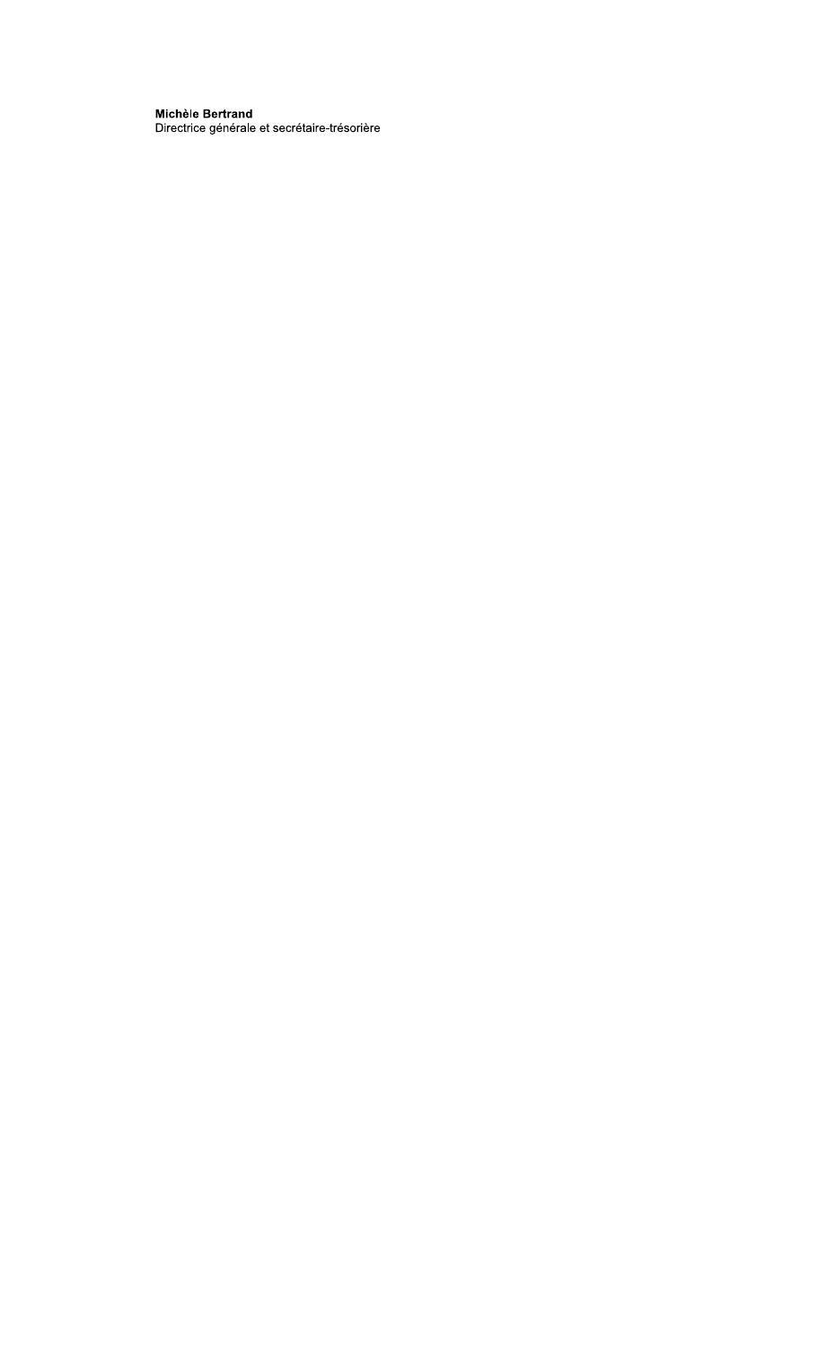**Michèle Bertrand**
Directrice générale et secrétaire-trésorière